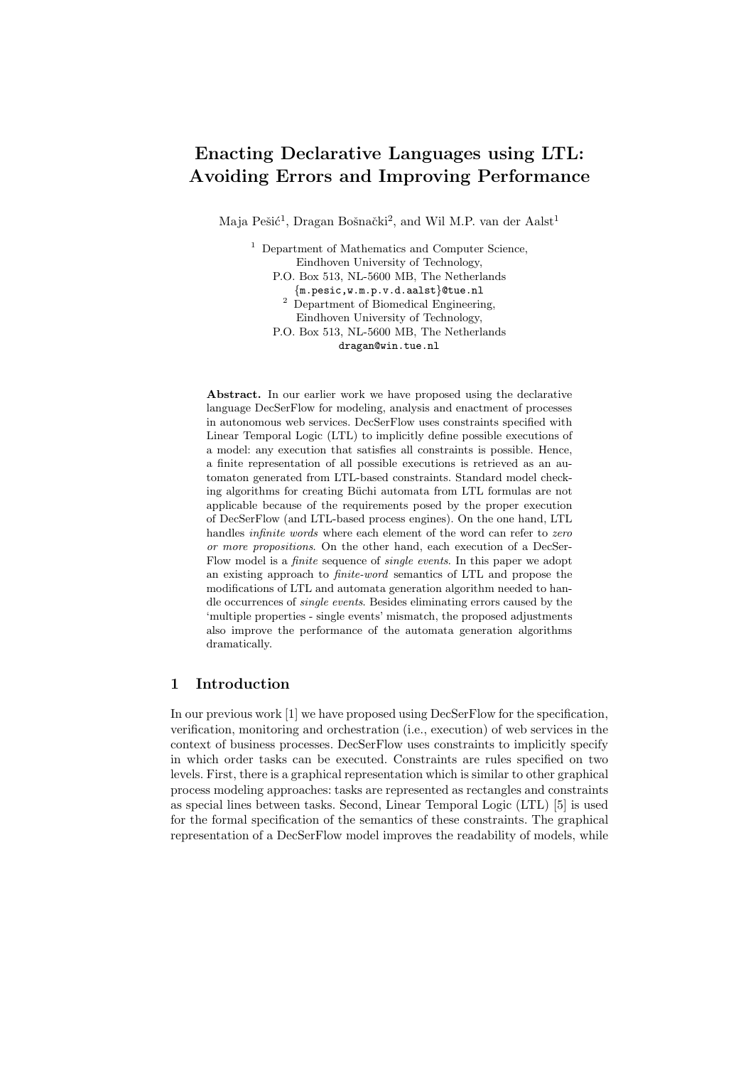# Enacting Declarative Languages using LTL: Avoiding Errors and Improving Performance

Maja Pešić[1], Dragan Bošnački[2], and Wil M.P. van der Aalst[1]

[1] Department of Mathematics and Computer Science,
Eindhoven University of Technology,
P.O. Box 513, NL-5600 MB, The Netherlands
{m.pesic,w.m.p.v.d.aalst}@tue.nl

[2] Department of Biomedical Engineering,
Eindhoven University of Technology,
P.O. Box 513, NL-5600 MB, The Netherlands
dragan@win.tue.nl

**Abstract.** In our earlier work we have proposed using the declarative language DecSerFlow for modeling, analysis and enactment of processes in autonomous web services. DecSerFlow uses constraints specified with Linear Temporal Logic (LTL) to implicitly define possible executions of a model: any execution that satisfies all constraints is possible. Hence, a finite representation of all possible executions is retrieved as an automaton generated from LTL-based constraints. Standard model checking algorithms for creating Büchi automata from LTL formulas are not applicable because of the requirements posed by the proper execution of DecSerFlow (and LTL-based process engines). On the one hand, LTL handles *infinite words* where each element of the word can refer to *zero or more propositions*. On the other hand, each execution of a DecSerFlow model is a *finite* sequence of *single events*. In this paper we adopt an existing approach to *finite-word* semantics of LTL and propose the modifications of LTL and automata generation algorithm needed to handle occurrences of *single events*. Besides eliminating errors caused by the 'multiple properties - single events' mismatch, the proposed adjustments also improve the performance of the automata generation algorithms dramatically.

## 1 Introduction

In our previous work [1] we have proposed using DecSerFlow for the specification, verification, monitoring and orchestration (i.e., execution) of web services in the context of business processes. DecSerFlow uses constraints to implicitly specify in which order tasks can be executed. Constraints are rules specified on two levels. First, there is a graphical representation which is similar to other graphical process modeling approaches: tasks are represented as rectangles and constraints as special lines between tasks. Second, Linear Temporal Logic (LTL) [5] is used for the formal specification of the semantics of these constraints. The graphical representation of a DecSerFlow model improves the readability of models, while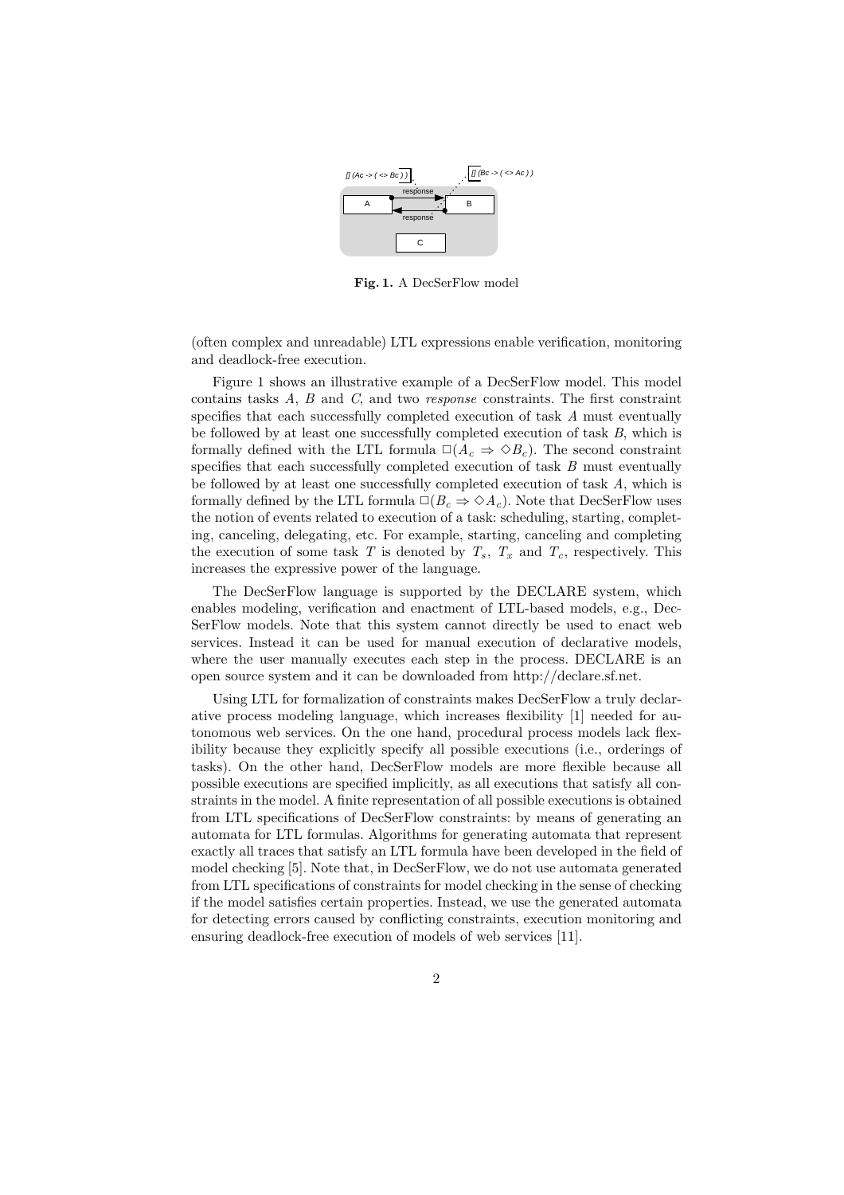**Fig. 1.** A DecSerFlow model

(often complex and unreadable) LTL expressions enable verification, monitoring and deadlock-free execution.

Figure 1 shows an illustrative example of a DecSerFlow model. This model contains tasks $A$, $B$ and $C$, and two *response* constraints. The first constraint specifies that each successfully completed execution of task $A$ must eventually be followed by at least one successfully completed execution of task $B$, which is formally defined with the LTL formula $\Box(A_c \Rightarrow \Diamond B_c)$. The second constraint specifies that each successfully completed execution of task $B$ must eventually be followed by at least one successfully completed execution of task $A$, which is formally defined by the LTL formula $\Box(B_c \Rightarrow \Diamond A_c)$. Note that DecSerFlow uses the notion of events related to execution of a task: scheduling, starting, completing, canceling, delegating, etc. For example, starting, canceling and completing the execution of some task $T$ is denoted by $T_s$, $T_x$ and $T_c$, respectively. This increases the expressive power of the language.

The DecSerFlow language is supported by the DECLARE system, which enables modeling, verification and enactment of LTL-based models, e.g., DecSerFlow models. Note that this system cannot directly be used to enact web services. Instead it can be used for manual execution of declarative models, where the user manually executes each step in the process. DECLARE is an open source system and it can be downloaded from http://declare.sf.net.

Using LTL for formalization of constraints makes DecSerFlow a truly declarative process modeling language, which increases flexibility [1] needed for autonomous web services. On the one hand, procedural process models lack flexibility because they explicitly specify all possible executions (i.e., orderings of tasks). On the other hand, DecSerFlow models are more flexible because all possible executions are specified implicitly, as all executions that satisfy all constraints in the model. A finite representation of all possible executions is obtained from LTL specifications of DecSerFlow constraints: by means of generating an automata for LTL formulas. Algorithms for generating automata that represent exactly all traces that satisfy an LTL formula have been developed in the field of model checking [5]. Note that, in DecSerFlow, we do not use automata generated from LTL specifications of constraints for model checking in the sense of checking if the model satisfies certain properties. Instead, we use the generated automata for detecting errors caused by conflicting constraints, execution monitoring and ensuring deadlock-free execution of models of web services [11].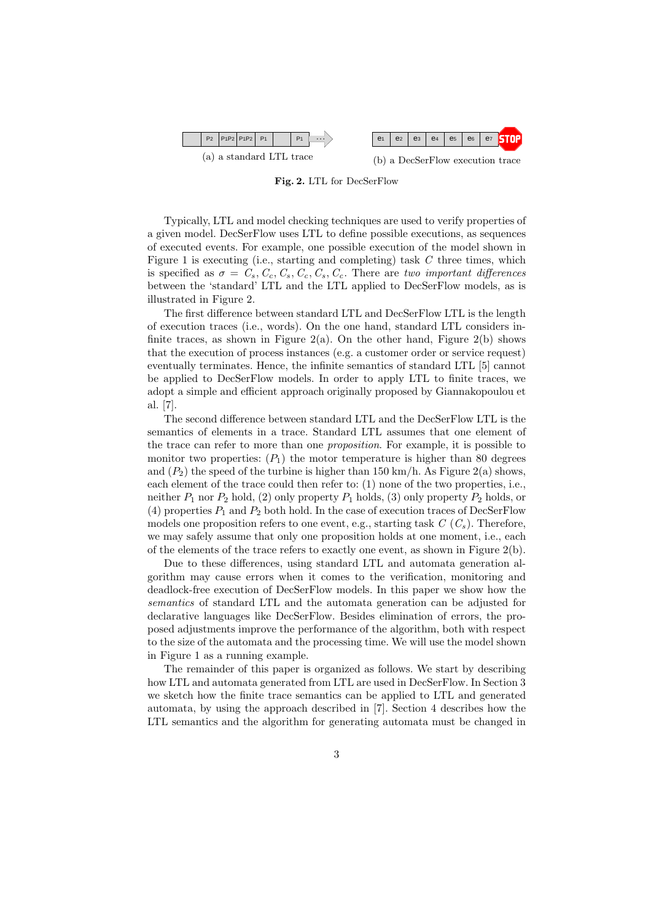(a) a standard LTL trace

(b) a DecSerFlow execution trace

**Fig. 2.** LTL for DecSerFlow

Typically, LTL and model checking techniques are used to verify properties of a given model. DecSerFlow uses LTL to define possible executions, as sequences of executed events. For example, one possible execution of the model shown in Figure 1 is executing (i.e., starting and completing) task $C$ three times, which is specified as $\sigma = C_s, C_c, C_s, C_c, C_s, C_c$. There are *two important differences* between the 'standard' LTL and the LTL applied to DecSerFlow models, as is illustrated in Figure 2.

The first difference between standard LTL and DecSerFlow LTL is the length of execution traces (i.e., words). On the one hand, standard LTL considers infinite traces, as shown in Figure 2(a). On the other hand, Figure 2(b) shows that the execution of process instances (e.g. a customer order or service request) eventually terminates. Hence, the infinite semantics of standard LTL [5] cannot be applied to DecSerFlow models. In order to apply LTL to finite traces, we adopt a simple and efficient approach originally proposed by Giannakopoulou et al. [7].

The second difference between standard LTL and the DecSerFlow LTL is the semantics of elements in a trace. Standard LTL assumes that one element of the trace can refer to more than one *proposition*. For example, it is possible to monitor two properties: ($P_1$) the motor temperature is higher than 80 degrees and ($P_2$) the speed of the turbine is higher than 150 km/h. As Figure 2(a) shows, each element of the trace could then refer to: (1) none of the two properties, i.e., neither $P_1$ nor $P_2$ hold, (2) only property $P_1$ holds, (3) only property $P_2$ holds, or (4) properties $P_1$ and $P_2$ both hold. In the case of execution traces of DecSerFlow models one proposition refers to one event, e.g., starting task $C$ ($C_s$). Therefore, we may safely assume that only one proposition holds at one moment, i.e., each of the elements of the trace refers to exactly one event, as shown in Figure 2(b).

Due to these differences, using standard LTL and automata generation algorithm may cause errors when it comes to the verification, monitoring and deadlock-free execution of DecSerFlow models. In this paper we show how the *semantics* of standard LTL and the automata generation can be adjusted for declarative languages like DecSerFlow. Besides elimination of errors, the proposed adjustments improve the performance of the algorithm, both with respect to the size of the automata and the processing time. We will use the model shown in Figure 1 as a running example.

The remainder of this paper is organized as follows. We start by describing how LTL and automata generated from LTL are used in DecSerFlow. In Section 3 we sketch how the finite trace semantics can be applied to LTL and generated automata, by using the approach described in [7]. Section 4 describes how the LTL semantics and the algorithm for generating automata must be changed in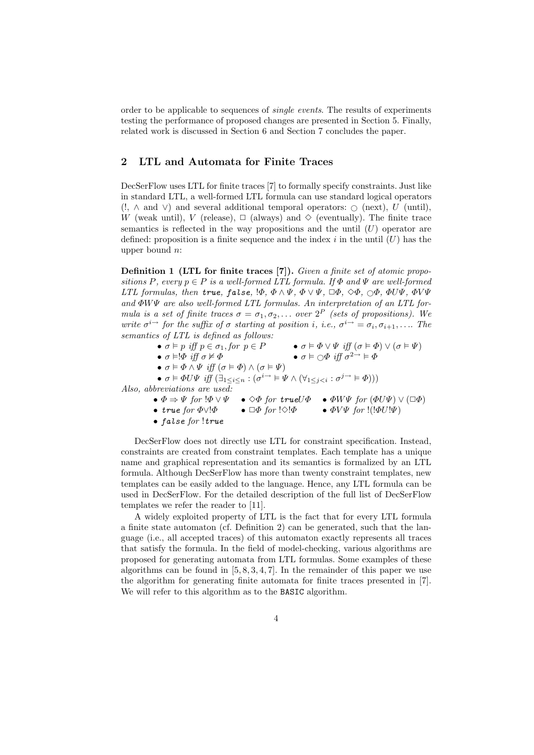order to be applicable to sequences of *single events*. The results of experiments testing the performance of proposed changes are presented in Section 5. Finally, related work is discussed in Section 6 and Section 7 concludes the paper.

## 2 LTL and Automata for Finite Traces

DecSerFlow uses LTL for finite traces [7] to formally specify constraints. Just like in standard LTL, a well-formed LTL formula can use standard logical operators (!, $\wedge$ and $\vee$) and several additional temporal operators: $\bigcirc$ (next), $U$ (until), $W$ (weak until), $V$ (release), $\Box$ (always) and $\Diamond$ (eventually). The finite trace semantics is reflected in the way propositions and the until ($U$) operator are defined: proposition is a finite sequence and the index $i$ in the until ($U$) has the upper bound $n$:

**Definition 1 (LTL for finite traces [7]).** *Given a finite set of atomic propositions $P$, every $p \in P$ is a well-formed LTL formula. If $\Phi$ and $\Psi$ are well-formed LTL formulas, then* **true**, **false**, *$!\Phi$, $\Phi \wedge \Psi$, $\Phi \vee \Psi$, $\Box\Phi$, $\Diamond\Phi$, $\bigcirc\Phi$, $\Phi U \Psi$, $\Phi V \Psi$ and $\Phi W \Psi$ are also well-formed LTL formulas. An interpretation of an LTL formula is a set of finite traces $\sigma = \sigma_1, \sigma_2, \ldots$ over $2^P$ (sets of propositions). We write $\sigma^{i\rightarrow}$ for the suffix of $\sigma$ starting at position $i$, i.e., $\sigma^{i\rightarrow} = \sigma_i, \sigma_{i+1}, \ldots$. The semantics of LTL is defined as follows:*

- $\sigma \models p$ *iff* $p \in \sigma_1$, *for* $p \in P$
- $\sigma \models \Phi \vee \Psi$ *iff* $(\sigma \models \Phi) \vee (\sigma \models \Psi)$
- $\sigma \models !\Phi$ *iff* $\sigma \not\models \Phi$
- $\sigma \models \bigcirc\Phi$ *iff* $\sigma^{2\rightarrow} \models \Phi$
- $\sigma \models \Phi \wedge \Psi$ *iff* $(\sigma \models \Phi) \wedge (\sigma \models \Psi)$
- $\sigma \models \Phi U \Psi$ *iff* $(\exists_{1 \leq i \leq n} : (\sigma^{i\rightarrow} \models \Psi \wedge (\forall_{1 \leq j < i} : \sigma^{j\rightarrow} \models \Phi)))$

*Also, abbreviations are used:*

- $\Phi \Rightarrow \Psi$ *for* $!\Phi \vee \Psi$
- $\Diamond\Phi$ *for* **true**$U\Phi$
- $\Phi W \Psi$ *for* $(\Phi U \Psi) \vee (\Box\Phi)$
- **true** *for* $\Phi \vee !\Phi$
- $\Box\Phi$ *for* $!\Diamond!\Phi$
- $\Phi V \Psi$ *for* $!(!\Phi U !\Psi)$
- **false** *for* !**true**

DecSerFlow does not directly use LTL for constraint specification. Instead, constraints are created from constraint templates. Each template has a unique name and graphical representation and its semantics is formalized by an LTL formula. Although DecSerFlow has more than twenty constraint templates, new templates can be easily added to the language. Hence, any LTL formula can be used in DecSerFlow. For the detailed description of the full list of DecSerFlow templates we refer the reader to [11].

A widely exploited property of LTL is the fact that for every LTL formula a finite state automaton (cf. Definition 2) can be generated, such that the language (i.e., all accepted traces) of this automaton exactly represents all traces that satisfy the formula. In the field of model-checking, various algorithms are proposed for generating automata from LTL formulas. Some examples of these algorithms can be found in [5, 8, 3, 4, 7]. In the remainder of this paper we use the algorithm for generating finite automata for finite traces presented in [7]. We will refer to this algorithm as to the `BASIC` algorithm.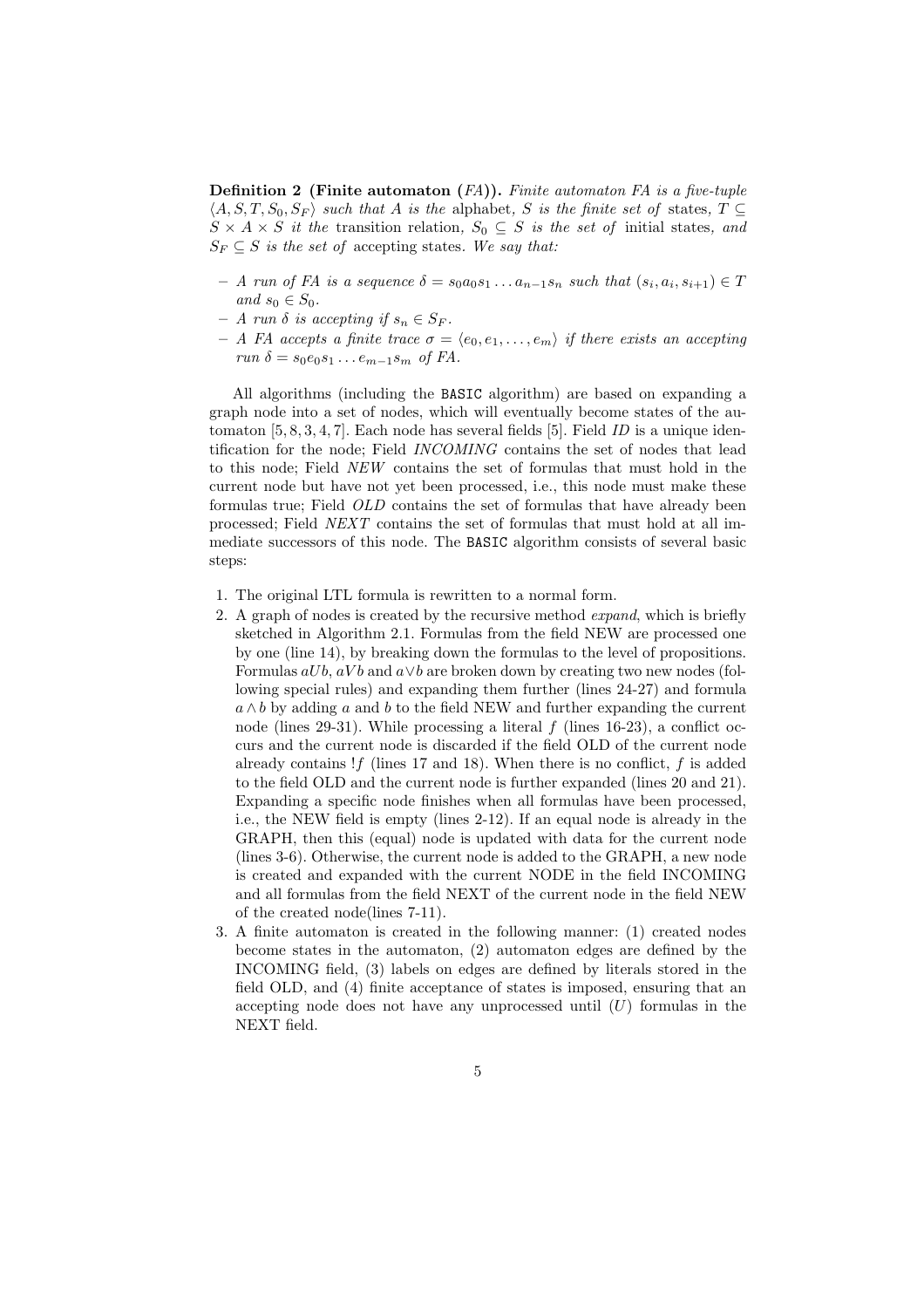**Definition 2 (Finite automaton (*FA*)).** *Finite automaton FA is a five-tuple $\langle A, S, T, S_0, S_F \rangle$ such that A is the* alphabet*, S is the finite set of* states*, $T \subseteq S \times A \times S$ it the* transition relation*, $S_0 \subseteq S$ is the set of* initial states*, and $S_F \subseteq S$ is the set of* accepting states*. We say that:*

- *A run of FA is a sequence $\delta = s_0 a_0 s_1 \ldots a_{n-1} s_n$ such that $(s_i, a_i, s_{i+1}) \in T$ and $s_0 \in S_0$.*
- *A run $\delta$ is accepting if $s_n \in S_F$.*
- *A FA accepts a finite trace $\sigma = \langle e_0, e_1, \ldots, e_m \rangle$ if there exists an accepting run $\delta = s_0 e_0 s_1 \ldots e_{m-1} s_m$ of FA.*

All algorithms (including the BASIC algorithm) are based on expanding a graph node into a set of nodes, which will eventually become states of the automaton [5, 8, 3, 4, 7]. Each node has several fields [5]. Field *ID* is a unique identification for the node; Field *INCOMING* contains the set of nodes that lead to this node; Field *NEW* contains the set of formulas that must hold in the current node but have not yet been processed, i.e., this node must make these formulas true; Field *OLD* contains the set of formulas that have already been processed; Field *NEXT* contains the set of formulas that must hold at all immediate successors of this node. The BASIC algorithm consists of several basic steps:

1. The original LTL formula is rewritten to a normal form.
2. A graph of nodes is created by the recursive method *expand*, which is briefly sketched in Algorithm 2.1. Formulas from the field NEW are processed one by one (line 14), by breaking down the formulas to the level of propositions. Formulas $aUb$, $aVb$ and $a \vee b$ are broken down by creating two new nodes (following special rules) and expanding them further (lines 24-27) and formula $a \wedge b$ by adding $a$ and $b$ to the field NEW and further expanding the current node (lines 29-31). While processing a literal $f$ (lines 16-23), a conflict occurs and the current node is discarded if the field OLD of the current node already contains $!f$ (lines 17 and 18). When there is no conflict, $f$ is added to the field OLD and the current node is further expanded (lines 20 and 21). Expanding a specific node finishes when all formulas have been processed, i.e., the NEW field is empty (lines 2-12). If an equal node is already in the GRAPH, then this (equal) node is updated with data for the current node (lines 3-6). Otherwise, the current node is added to the GRAPH, a new node is created and expanded with the current NODE in the field INCOMING and all formulas from the field NEXT of the current node in the field NEW of the created node(lines 7-11).
3. A finite automaton is created in the following manner: (1) created nodes become states in the automaton, (2) automaton edges are defined by the INCOMING field, (3) labels on edges are defined by literals stored in the field OLD, and (4) finite acceptance of states is imposed, ensuring that an accepting node does not have any unprocessed until ($U$) formulas in the NEXT field.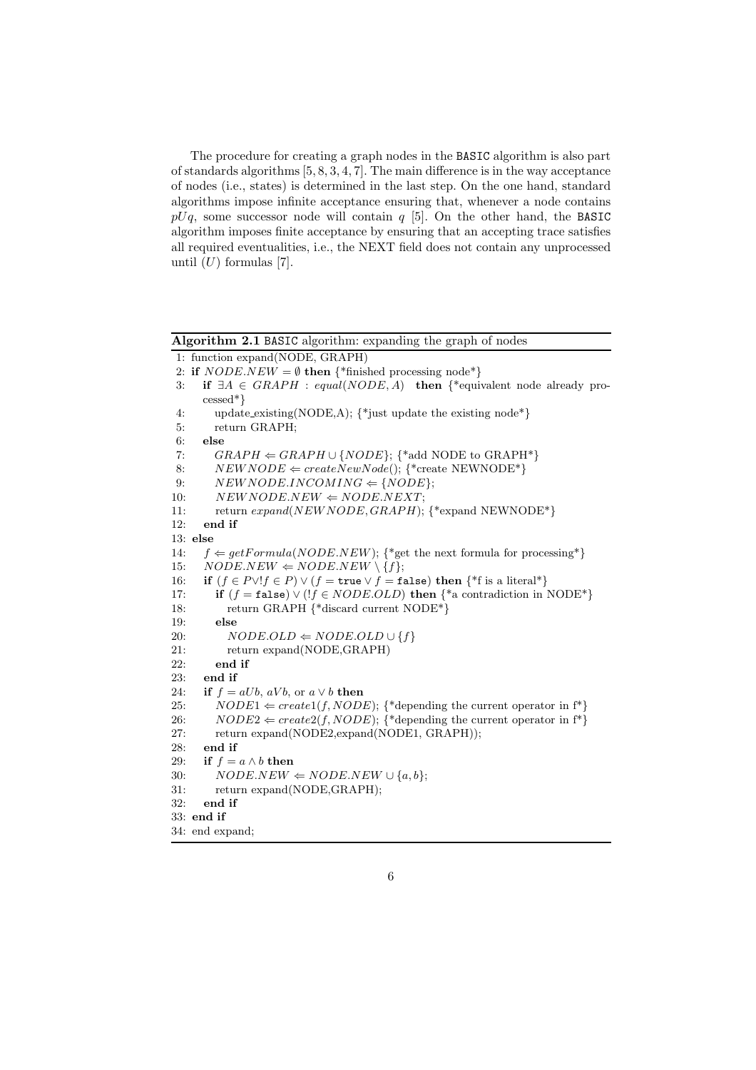The procedure for creating a graph nodes in the BASIC algorithm is also part of standards algorithms [5, 8, 3, 4, 7]. The main difference is in the way acceptance of nodes (i.e., states) is determined in the last step. On the one hand, standard algorithms impose infinite acceptance ensuring that, whenever a node contains $pUq$, some successor node will contain $q$ [5]. On the other hand, the BASIC algorithm imposes finite acceptance by ensuring that an accepting trace satisfies all required eventualities, i.e., the NEXT field does not contain any unprocessed until ($U$) formulas [7].

**Algorithm 2.1** BASIC algorithm: expanding the graph of nodes

```
1: function expand(NODE, GRAPH)
2: if NODE.NEW = ∅ then {*finished processing node*}
3:    if ∃A ∈ GRAPH : equal(NODE, A) then {*equivalent node already processed*}
4:       update_existing(NODE,A); {*just update the existing node*}
5:       return GRAPH;
6:    else
7:       GRAPH ⇐ GRAPH ∪ {NODE}; {*add NODE to GRAPH*}
8:       NEWNODE ⇐ createNewNode(); {*create NEWNODE*}
9:       NEWNODE.INCOMING ⇐ {NODE};
10:      NEWNODE.NEW ⇐ NODE.NEXT;
11:      return expand(NEWNODE, GRAPH); {*expand NEWNODE*}
12:   end if
13: else
14:   f ⇐ getFormula(NODE.NEW); {*get the next formula for processing*}
15:   NODE.NEW ⇐ NODE.NEW \ {f};
16:   if (f ∈ P∨!f ∈ P) ∨ (f = true ∨ f = false) then {*f is a literal*}
17:      if (f = false) ∨ (!f ∈ NODE.OLD) then {*a contradiction in NODE*}
18:         return GRAPH {*discard current NODE*}
19:      else
20:         NODE.OLD ⇐ NODE.OLD ∪ {f}
21:         return expand(NODE,GRAPH)
22:      end if
23:   end if
24:   if f = aUb, aVb, or a ∨ b then
25:      NODE1 ⇐ create1(f, NODE); {*depending the current operator in f*}
26:      NODE2 ⇐ create2(f, NODE); {*depending the current operator in f*}
27:      return expand(NODE2,expand(NODE1, GRAPH));
28:   end if
29:   if f = a ∧ b then
30:      NODE.NEW ⇐ NODE.NEW ∪ {a, b};
31:      return expand(NODE,GRAPH);
32:   end if
33: end if
34: end expand;
```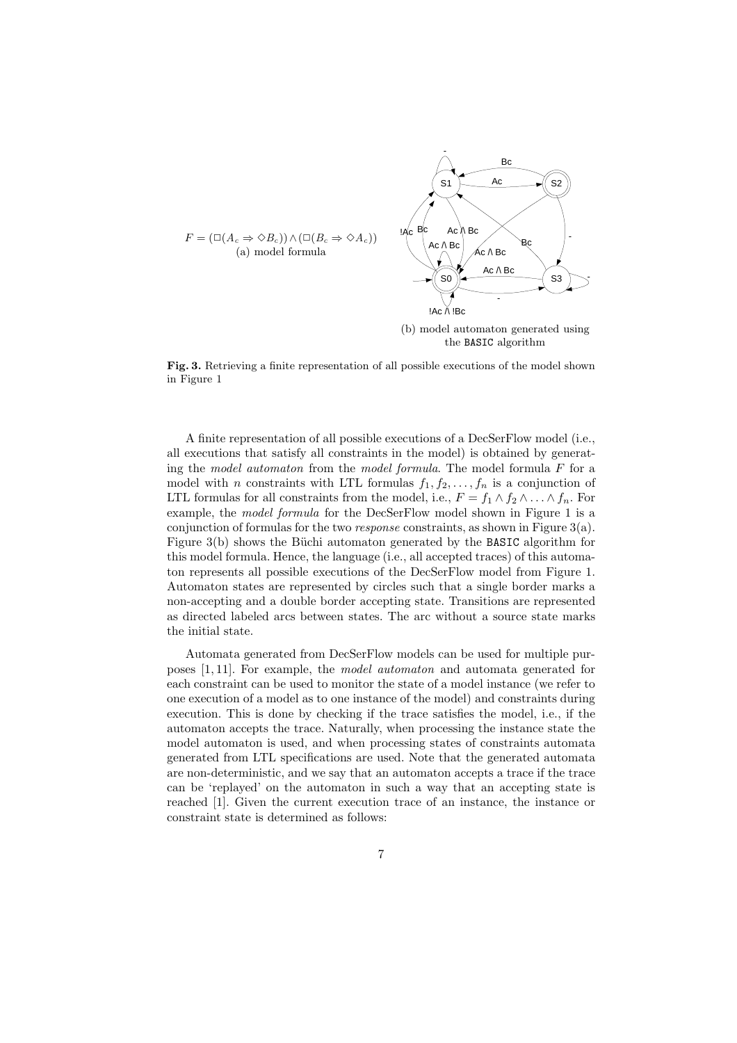$F = (\Box(A_c \Rightarrow \Diamond B_c)) \wedge (\Box(B_c \Rightarrow \Diamond A_c))$
(a) model formula

(b) model automaton generated using the BASIC algorithm

**Fig. 3.** Retrieving a finite representation of all possible executions of the model shown in Figure 1

A finite representation of all possible executions of a DecSerFlow model (i.e., all executions that satisfy all constraints in the model) is obtained by generating the *model automaton* from the *model formula*. The model formula $F$ for a model with $n$ constraints with LTL formulas $f_1, f_2, \ldots, f_n$ is a conjunction of LTL formulas for all constraints from the model, i.e., $F = f_1 \wedge f_2 \wedge \ldots \wedge f_n$. For example, the *model formula* for the DecSerFlow model shown in Figure 1 is a conjunction of formulas for the two *response* constraints, as shown in Figure 3(a). Figure 3(b) shows the Büchi automaton generated by the BASIC algorithm for this model formula. Hence, the language (i.e., all accepted traces) of this automaton represents all possible executions of the DecSerFlow model from Figure 1. Automaton states are represented by circles such that a single border marks a non-accepting and a double border accepting state. Transitions are represented as directed labeled arcs between states. The arc without a source state marks the initial state.

Automata generated from DecSerFlow models can be used for multiple purposes [1, 11]. For example, the *model automaton* and automata generated for each constraint can be used to monitor the state of a model instance (we refer to one execution of a model as to one instance of the model) and constraints during execution. This is done by checking if the trace satisfies the model, i.e., if the automaton accepts the trace. Naturally, when processing the instance state the model automaton is used, and when processing states of constraints automata generated from LTL specifications are used. Note that the generated automata are non-deterministic, and we say that an automaton accepts a trace if the trace can be 'replayed' on the automaton in such a way that an accepting state is reached [1]. Given the current execution trace of an instance, the instance or constraint state is determined as follows: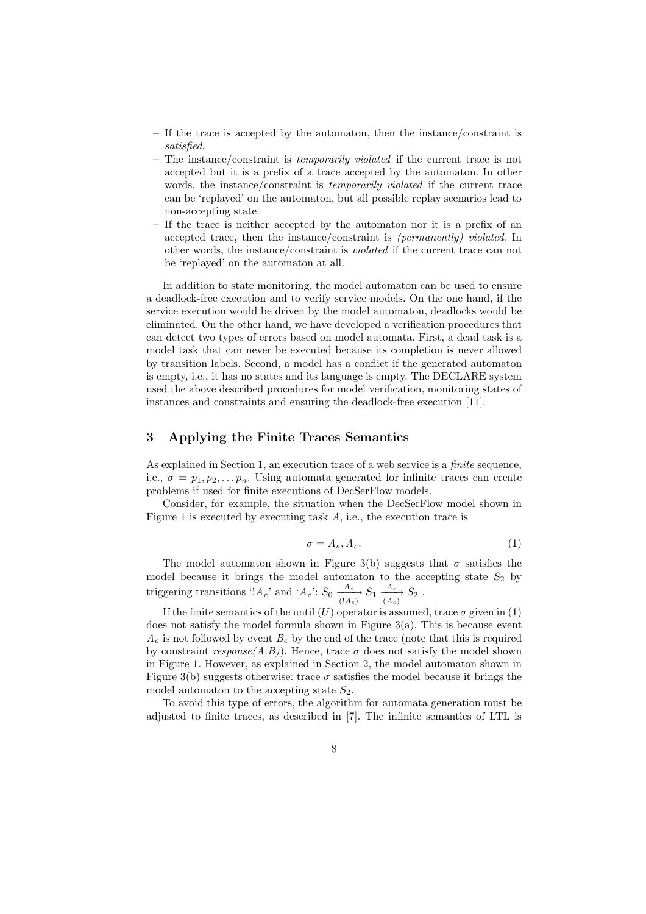- If the trace is accepted by the automaton, then the instance/constraint is *satisfied*.
- The instance/constraint is *temporarily violated* if the current trace is not accepted but it is a prefix of a trace accepted by the automaton. In other words, the instance/constraint is *temporarily violated* if the current trace can be 'replayed' on the automaton, but all possible replay scenarios lead to non-accepting state.
- If the trace is neither accepted by the automaton nor it is a prefix of an accepted trace, then the instance/constraint is *(permanently) violated*. In other words, the instance/constraint is *violated* if the current trace can not be 'replayed' on the automaton at all.

In addition to state monitoring, the model automaton can be used to ensure a deadlock-free execution and to verify service models. On the one hand, if the service execution would be driven by the model automaton, deadlocks would be eliminated. On the other hand, we have developed a verification procedures that can detect two types of errors based on model automata. First, a dead task is a model task that can never be executed because its completion is never allowed by transition labels. Second, a model has a conflict if the generated automaton is empty, i.e., it has no states and its language is empty. The DECLARE system used the above described procedures for model verification, monitoring states of instances and constraints and ensuring the deadlock-free execution [11].

## 3 Applying the Finite Traces Semantics

As explained in Section 1, an execution trace of a web service is a *finite* sequence, i.e., $\sigma = p_1, p_2, \ldots p_n$. Using automata generated for infinite traces can create problems if used for finite executions of DecSerFlow models.

Consider, for example, the situation when the DecSerFlow model shown in Figure 1 is executed by executing task $A$, i.e., the execution trace is

$$\sigma = A_s, A_c. \tag{1}$$

The model automaton shown in Figure 3(b) suggests that $\sigma$ satisfies the model because it brings the model automaton to the accepting state $S_2$ by triggering transitions '$!A_c$' and '$A_c$': $S_0 \xrightarrow[(!A_c)]{A_s} S_1 \xrightarrow[(A_c)]{A_c} S_2$ .

If the finite semantics of the until ($U$) operator is assumed, trace $\sigma$ given in (1) does not satisfy the model formula shown in Figure 3(a). This is because event $A_c$ is not followed by event $B_c$ by the end of the trace (note that this is required by constraint *response(A,B)*). Hence, trace $\sigma$ does not satisfy the model shown in Figure 1. However, as explained in Section 2, the model automaton shown in Figure 3(b) suggests otherwise: trace $\sigma$ satisfies the model because it brings the model automaton to the accepting state $S_2$.

To avoid this type of errors, the algorithm for automata generation must be adjusted to finite traces, as described in [7]. The infinite semantics of LTL is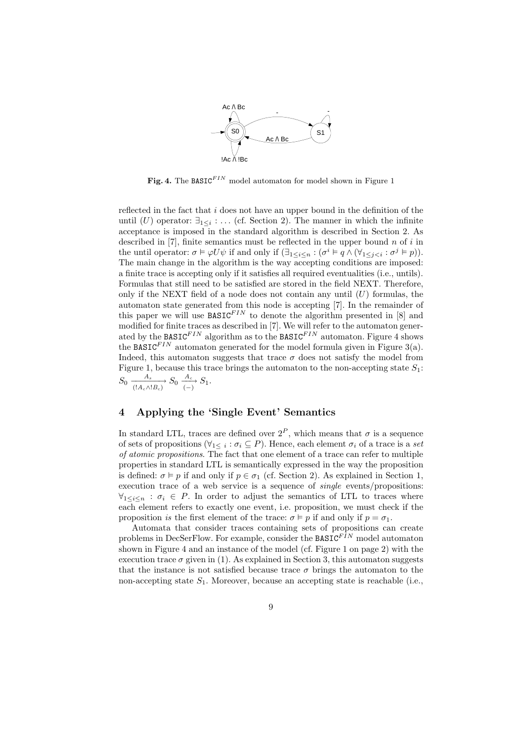**Fig. 4.** The $\mathtt{BASIC}^{FIN}$ model automaton for model shown in Figure 1

reflected in the fact that $i$ does not have an upper bound in the definition of the until ($U$) operator: $\exists_{1 \leq i} : \ldots$ (cf. Section 2). The manner in which the infinite acceptance is imposed in the standard algorithm is described in Section 2. As described in [7], finite semantics must be reflected in the upper bound $n$ of $i$ in the until operator: $\sigma \models \varphi U \psi$ if and only if $(\exists_{1 \leq i \leq n} : (\sigma^i \models q \wedge (\forall_{1 \leq j < i} : \sigma^j \models p))$. The main change in the algorithm is the way accepting conditions are imposed: a finite trace is accepting only if it satisfies all required eventualities (i.e., untils). Formulas that still need to be satisfied are stored in the field NEXT. Therefore, only if the NEXT field of a node does not contain any until ($U$) formulas, the automaton state generated from this node is accepting [7]. In the remainder of this paper we will use $\mathtt{BASIC}^{FIN}$ to denote the algorithm presented in [8] and modified for finite traces as described in [7]. We will refer to the automaton generated by the $\mathtt{BASIC}^{FIN}$ algorithm as to the $\mathtt{BASIC}^{FIN}$ automaton. Figure 4 shows the $\mathtt{BASIC}^{FIN}$ automaton generated for the model formula given in Figure 3(a). Indeed, this automaton suggests that trace $\sigma$ does not satisfy the model from Figure 1, because this trace brings the automaton to the non-accepting state $S_1$: $S_0 \xrightarrow[(!A_c \wedge !B_c)]{A_s} S_0 \xrightarrow[(-)]{A_c} S_1$.

## 4 Applying the 'Single Event' Semantics

In standard LTL, traces are defined over $2^P$, which means that $\sigma$ is a sequence of sets of propositions ($\forall_{1 \leq i} : \sigma_i \subseteq P$). Hence, each element $\sigma_i$ of a trace is a *set of atomic propositions*. The fact that one element of a trace can refer to multiple properties in standard LTL is semantically expressed in the way the proposition is defined: $\sigma \models p$ if and only if $p \in \sigma_1$ (cf. Section 2). As explained in Section 1, execution trace of a web service is a sequence of *single* events/propositions: $\forall_{1 \leq i \leq n} : \sigma_i \in P$. In order to adjust the semantics of LTL to traces where each element refers to exactly one event, i.e. proposition, we must check if the proposition *is* the first element of the trace: $\sigma \models p$ if and only if $p = \sigma_1$.

Automata that consider traces containing sets of propositions can create problems in DecSerFlow. For example, consider the $\mathtt{BASIC}^{FIN}$ model automaton shown in Figure 4 and an instance of the model (cf. Figure 1 on page 2) with the execution trace $\sigma$ given in (1). As explained in Section 3, this automaton suggests that the instance is not satisfied because trace $\sigma$ brings the automaton to the non-accepting state $S_1$. Moreover, because an accepting state is reachable (i.e.,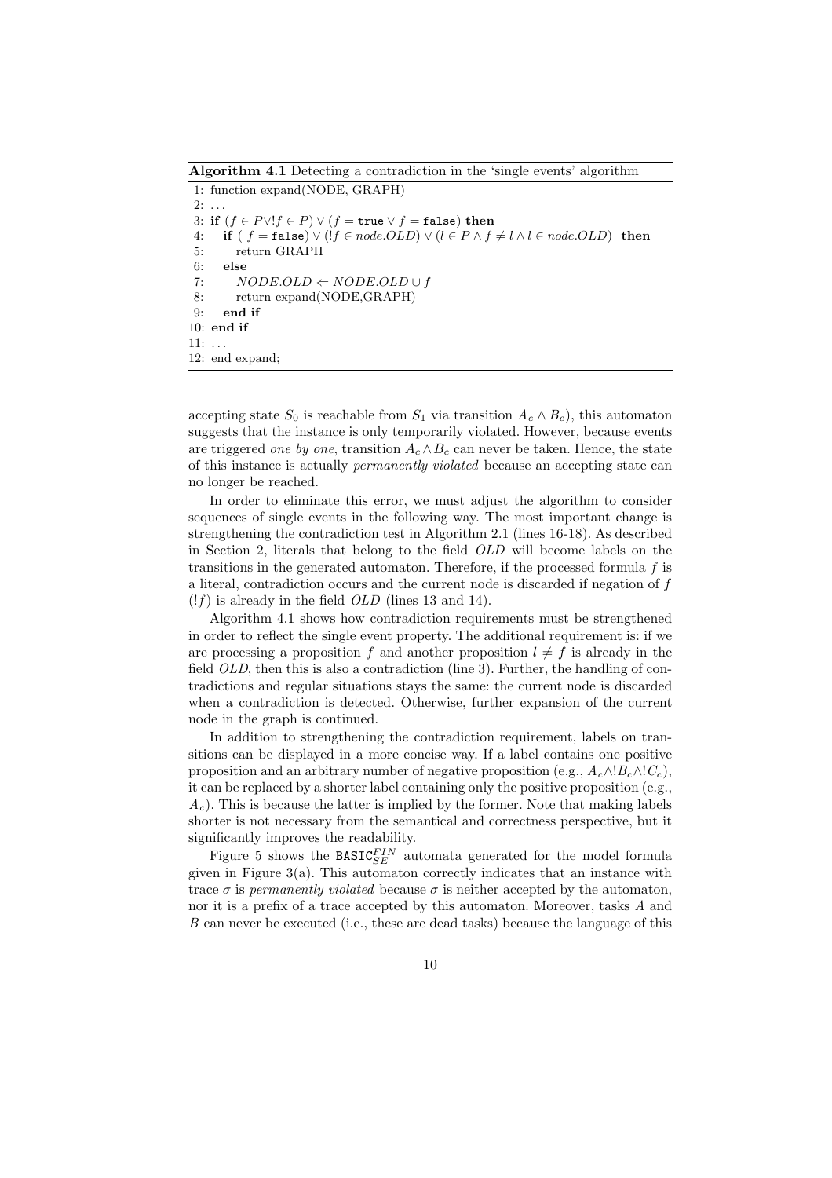**Algorithm 4.1** Detecting a contradiction in the 'single events' algorithm

```
1:  function expand(NODE, GRAPH)
2:  ...
3:  if (f ∈ P ∨ !f ∈ P) ∨ (f = true ∨ f = false) then
4:     if ( f = false) ∨ (!f ∈ node.OLD) ∨ (l ∈ P ∧ f ≠ l ∧ l ∈ node.OLD)  then
5:        return GRAPH
6:     else
7:        NODE.OLD ⇐ NODE.OLD ∪ f
8:        return expand(NODE,GRAPH)
9:     end if
10: end if
11: ...
12: end expand;
```

accepting state $S_0$ is reachable from $S_1$ via transition $A_c \wedge B_c$), this automaton suggests that the instance is only temporarily violated. However, because events are triggered *one by one*, transition $A_c \wedge B_c$ can never be taken. Hence, the state of this instance is actually *permanently violated* because an accepting state can no longer be reached.

In order to eliminate this error, we must adjust the algorithm to consider sequences of single events in the following way. The most important change is strengthening the contradiction test in Algorithm 2.1 (lines 16-18). As described in Section 2, literals that belong to the field *OLD* will become labels on the transitions in the generated automaton. Therefore, if the processed formula $f$ is a literal, contradiction occurs and the current node is discarded if negation of $f$ ($!f$) is already in the field *OLD* (lines 13 and 14).

Algorithm 4.1 shows how contradiction requirements must be strengthened in order to reflect the single event property. The additional requirement is: if we are processing a proposition $f$ and another proposition $l \neq f$ is already in the field *OLD*, then this is also a contradiction (line 3). Further, the handling of contradictions and regular situations stays the same: the current node is discarded when a contradiction is detected. Otherwise, further expansion of the current node in the graph is continued.

In addition to strengthening the contradiction requirement, labels on transitions can be displayed in a more concise way. If a label contains one positive proposition and an arbitrary number of negative proposition (e.g., $A_c \wedge !B_c \wedge !C_c$), it can be replaced by a shorter label containing only the positive proposition (e.g., $A_c$). This is because the latter is implied by the former. Note that making labels shorter is not necessary from the semantical and correctness perspective, but it significantly improves the readability.

Figure 5 shows the $\texttt{BASIC}^{FIN}_{SE}$ automata generated for the model formula given in Figure 3(a). This automaton correctly indicates that an instance with trace $\sigma$ is *permanently violated* because $\sigma$ is neither accepted by the automaton, nor it is a prefix of a trace accepted by this automaton. Moreover, tasks $A$ and $B$ can never be executed (i.e., these are dead tasks) because the language of this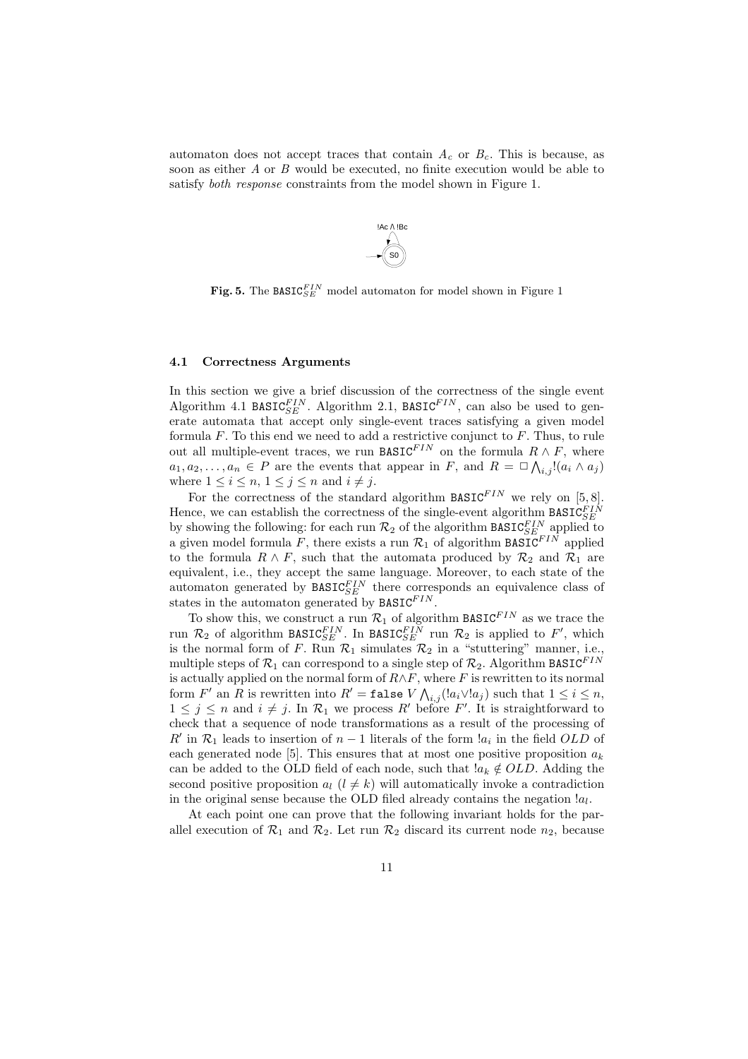automaton does not accept traces that contain $A_c$ or $B_c$. This is because, as soon as either $A$ or $B$ would be executed, no finite execution would be able to satisfy *both response* constraints from the model shown in Figure 1.

**Fig. 5.** The $\texttt{BASIC}_{SE}^{FIN}$ model automaton for model shown in Figure 1

### 4.1 Correctness Arguments

In this section we give a brief discussion of the correctness of the single event Algorithm 4.1 $\texttt{BASIC}_{SE}^{FIN}$. Algorithm 2.1, $\texttt{BASIC}^{FIN}$, can also be used to generate automata that accept only single-event traces satisfying a given model formula $F$. To this end we need to add a restrictive conjunct to $F$. Thus, to rule out all multiple-event traces, we run $\texttt{BASIC}^{FIN}$ on the formula $R \wedge F$, where $a_1, a_2, \ldots, a_n \in P$ are the events that appear in $F$, and $R = \Box \bigwedge_{i,j} !(a_i \wedge a_j)$ where $1 \leq i \leq n$, $1 \leq j \leq n$ and $i \neq j$.

For the correctness of the standard algorithm $\texttt{BASIC}^{FIN}$ we rely on [5, 8]. Hence, we can establish the correctness of the single-event algorithm $\texttt{BASIC}_{SE}^{FIN}$ by showing the following: for each run $\mathcal{R}_2$ of the algorithm $\texttt{BASIC}_{SE}^{FIN}$ applied to a given model formula $F$, there exists a run $\mathcal{R}_1$ of algorithm $\texttt{BASIC}^{FIN}$ applied to the formula $R \wedge F$, such that the automata produced by $\mathcal{R}_2$ and $\mathcal{R}_1$ are equivalent, i.e., they accept the same language. Moreover, to each state of the automaton generated by $\texttt{BASIC}_{SE}^{FIN}$ there corresponds an equivalence class of states in the automaton generated by $\texttt{BASIC}^{FIN}$.

To show this, we construct a run $\mathcal{R}_1$ of algorithm $\texttt{BASIC}^{FIN}$ as we trace the run $\mathcal{R}_2$ of algorithm $\texttt{BASIC}_{SE}^{FIN}$. In $\texttt{BASIC}_{SE}^{FIN}$ run $\mathcal{R}_2$ is applied to $F'$, which is the normal form of $F$. Run $\mathcal{R}_1$ simulates $\mathcal{R}_2$ in a "stuttering" manner, i.e., multiple steps of $\mathcal{R}_1$ can correspond to a single step of $\mathcal{R}_2$. Algorithm $\texttt{BASIC}^{FIN}$ is actually applied on the normal form of $R \wedge F$, where $F$ is rewritten to its normal form $F'$ an $R$ is rewritten into $R' = \texttt{false}\ V \bigwedge_{i,j}(!a_i \vee !a_j)$ such that $1 \leq i \leq n$, $1 \leq j \leq n$ and $i \neq j$. In $\mathcal{R}_1$ we process $R'$ before $F'$. It is straightforward to check that a sequence of node transformations as a result of the processing of $R'$ in $\mathcal{R}_1$ leads to insertion of $n-1$ literals of the form $!a_i$ in the field $OLD$ of each generated node [5]. This ensures that at most one positive proposition $a_k$ can be added to the OLD field of each node, such that $!a_k \notin OLD$. Adding the second positive proposition $a_l$ $(l \neq k)$ will automatically invoke a contradiction in the original sense because the OLD filed already contains the negation $!a_l$.

At each point one can prove that the following invariant holds for the parallel execution of $\mathcal{R}_1$ and $\mathcal{R}_2$. Let run $\mathcal{R}_2$ discard its current node $n_2$, because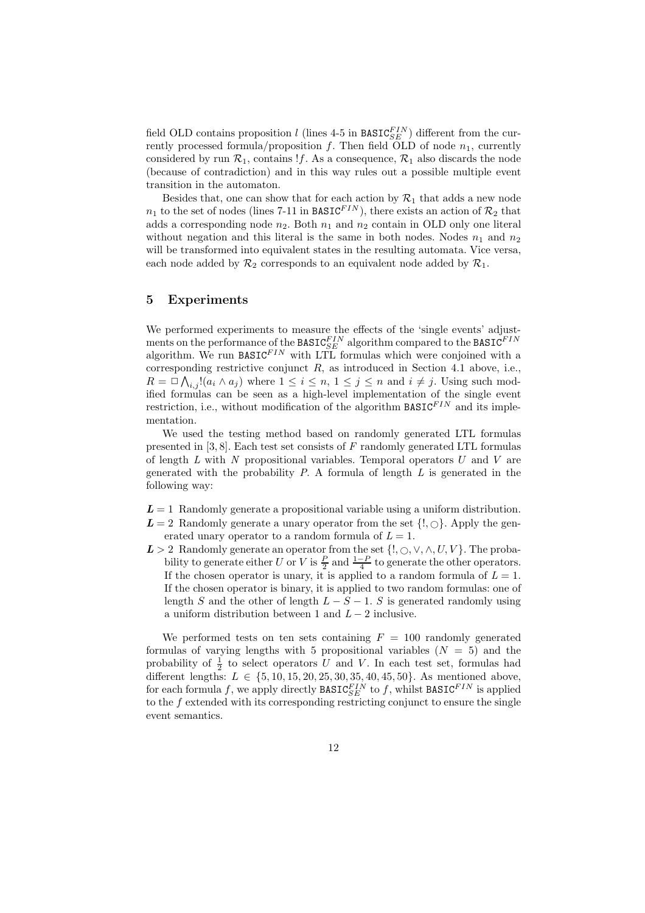field OLD contains proposition $l$ (lines 4-5 in $\texttt{BASIC}^{FIN}_{SE}$) different from the currently processed formula/proposition $f$. Then field OLD of node $n_1$, currently considered by run $\mathcal{R}_1$, contains $!f$. As a consequence, $\mathcal{R}_1$ also discards the node (because of contradiction) and in this way rules out a possible multiple event transition in the automaton.

Besides that, one can show that for each action by $\mathcal{R}_1$ that adds a new node $n_1$ to the set of nodes (lines 7-11 in $\texttt{BASIC}^{FIN}$), there exists an action of $\mathcal{R}_2$ that adds a corresponding node $n_2$. Both $n_1$ and $n_2$ contain in OLD only one literal without negation and this literal is the same in both nodes. Nodes $n_1$ and $n_2$ will be transformed into equivalent states in the resulting automata. Vice versa, each node added by $\mathcal{R}_2$ corresponds to an equivalent node added by $\mathcal{R}_1$.

## 5 Experiments

We performed experiments to measure the effects of the 'single events' adjustments on the performance of the $\texttt{BASIC}^{FIN}_{SE}$ algorithm compared to the $\texttt{BASIC}^{FIN}$ algorithm. We run $\texttt{BASIC}^{FIN}$ with LTL formulas which were conjoined with a corresponding restrictive conjunct $R$, as introduced in Section 4.1 above, i.e., $R = \Box \bigwedge_{i,j} !(a_i \wedge a_j)$ where $1 \le i \le n$, $1 \le j \le n$ and $i \ne j$. Using such modified formulas can be seen as a high-level implementation of the single event restriction, i.e., without modification of the algorithm $\texttt{BASIC}^{FIN}$ and its implementation.

We used the testing method based on randomly generated LTL formulas presented in [3, 8]. Each test set consists of $F$ randomly generated LTL formulas of length $L$ with $N$ propositional variables. Temporal operators $U$ and $V$ are generated with the probability $P$. A formula of length $L$ is generated in the following way:

- $\boldsymbol{L = 1}$ Randomly generate a propositional variable using a uniform distribution.
- $\boldsymbol{L = 2}$ Randomly generate a unary operator from the set $\{!, \bigcirc\}$. Apply the generated unary operator to a random formula of $L = 1$.
- $\boldsymbol{L > 2}$ Randomly generate an operator from the set $\{!, \bigcirc, \vee, \wedge, U, V\}$. The probability to generate either $U$ or $V$ is $\frac{P}{2}$ and $\frac{1-P}{4}$ to generate the other operators. If the chosen operator is unary, it is applied to a random formula of $L = 1$. If the chosen operator is binary, it is applied to two random formulas: one of length $S$ and the other of length $L - S - 1$. $S$ is generated randomly using a uniform distribution between 1 and $L - 2$ inclusive.

We performed tests on ten sets containing $F = 100$ randomly generated formulas of varying lengths with 5 propositional variables ($N = 5$) and the probability of $\frac{1}{2}$ to select operators $U$ and $V$. In each test set, formulas had different lengths: $L \in \{5, 10, 15, 20, 25, 30, 35, 40, 45, 50\}$. As mentioned above, for each formula $f$, we apply directly $\texttt{BASIC}^{FIN}_{SE}$ to $f$, whilst $\texttt{BASIC}^{FIN}$ is applied to the $f$ extended with its corresponding restricting conjunct to ensure the single event semantics.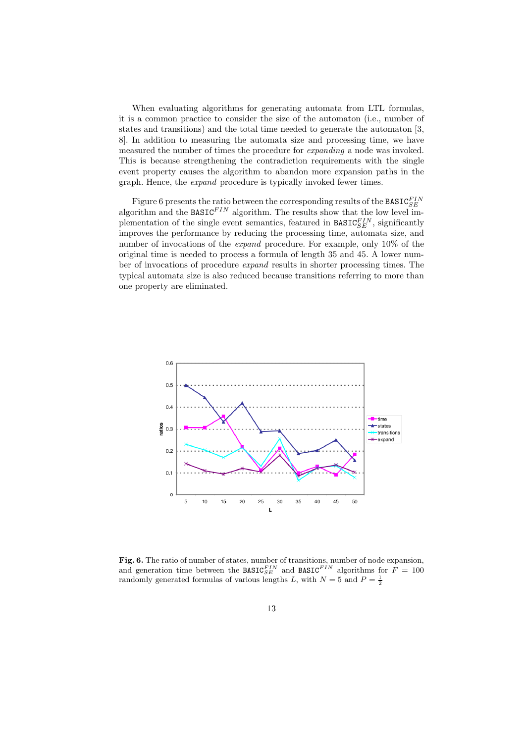When evaluating algorithms for generating automata from LTL formulas, it is a common practice to consider the size of the automaton (i.e., number of states and transitions) and the total time needed to generate the automaton [3, 8]. In addition to measuring the automata size and processing time, we have measured the number of times the procedure for *expanding* a node was invoked. This is because strengthening the contradiction requirements with the single event property causes the algorithm to abandon more expansion paths in the graph. Hence, the *expand* procedure is typically invoked fewer times.

Figure 6 presents the ratio between the corresponding results of the $\texttt{BASIC}_{SE}^{FIN}$ algorithm and the $\texttt{BASIC}^{FIN}$ algorithm. The results show that the low level implementation of the single event semantics, featured in $\texttt{BASIC}_{SE}^{FIN}$, significantly improves the performance by reducing the processing time, automata size, and number of invocations of the *expand* procedure. For example, only 10% of the original time is needed to process a formula of length 35 and 45. A lower number of invocations of procedure *expand* results in shorter processing times. The typical automata size is also reduced because transitions referring to more than one property are eliminated.

**Fig. 6.** The ratio of number of states, number of transitions, number of node expansion, and generation time between the $\texttt{BASIC}_{SE}^{FIN}$ and $\texttt{BASIC}^{FIN}$ algorithms for $F = 100$ randomly generated formulas of various lengths $L$, with $N = 5$ and $P = \frac{1}{2}$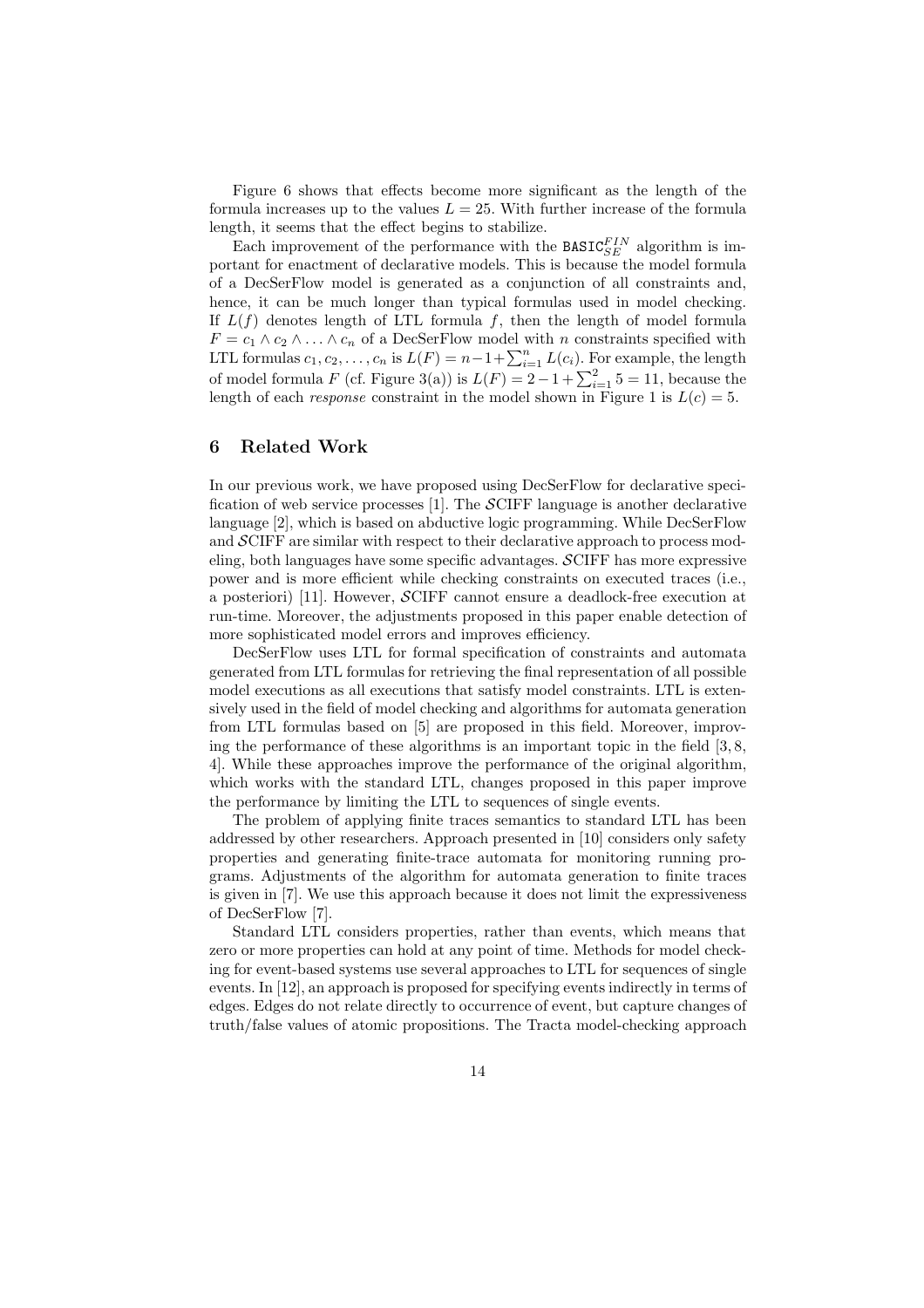Figure 6 shows that effects become more significant as the length of the formula increases up to the values $L = 25$. With further increase of the formula length, it seems that the effect begins to stabilize.

Each improvement of the performance with the $\texttt{BASIC}_{SE}^{FIN}$ algorithm is important for enactment of declarative models. This is because the model formula of a DecSerFlow model is generated as a conjunction of all constraints and, hence, it can be much longer than typical formulas used in model checking. If $L(f)$ denotes length of LTL formula $f$, then the length of model formula $F = c_1 \wedge c_2 \wedge \ldots \wedge c_n$ of a DecSerFlow model with $n$ constraints specified with LTL formulas $c_1, c_2, \ldots, c_n$ is $L(F) = n - 1 + \sum_{i=1}^{n} L(c_i)$. For example, the length of model formula $F$ (cf. Figure 3(a)) is $L(F) = 2 - 1 + \sum_{i=1}^{2} 5 = 11$, because the length of each *response* constraint in the model shown in Figure 1 is $L(c) = 5$.

## 6 Related Work

In our previous work, we have proposed using DecSerFlow for declarative specification of web service processes [1]. The $\mathcal{S}$CIFF language is another declarative language [2], which is based on abductive logic programming. While DecSerFlow and $\mathcal{S}$CIFF are similar with respect to their declarative approach to process modeling, both languages have some specific advantages. $\mathcal{S}$CIFF has more expressive power and is more efficient while checking constraints on executed traces (i.e., a posteriori) [11]. However, $\mathcal{S}$CIFF cannot ensure a deadlock-free execution at run-time. Moreover, the adjustments proposed in this paper enable detection of more sophisticated model errors and improves efficiency.

DecSerFlow uses LTL for formal specification of constraints and automata generated from LTL formulas for retrieving the final representation of all possible model executions as all executions that satisfy model constraints. LTL is extensively used in the field of model checking and algorithms for automata generation from LTL formulas based on [5] are proposed in this field. Moreover, improving the performance of these algorithms is an important topic in the field [3, 8, 4]. While these approaches improve the performance of the original algorithm, which works with the standard LTL, changes proposed in this paper improve the performance by limiting the LTL to sequences of single events.

The problem of applying finite traces semantics to standard LTL has been addressed by other researchers. Approach presented in [10] considers only safety properties and generating finite-trace automata for monitoring running programs. Adjustments of the algorithm for automata generation to finite traces is given in [7]. We use this approach because it does not limit the expressiveness of DecSerFlow [7].

Standard LTL considers properties, rather than events, which means that zero or more properties can hold at any point of time. Methods for model checking for event-based systems use several approaches to LTL for sequences of single events. In [12], an approach is proposed for specifying events indirectly in terms of edges. Edges do not relate directly to occurrence of event, but capture changes of truth/false values of atomic propositions. The Tracta model-checking approach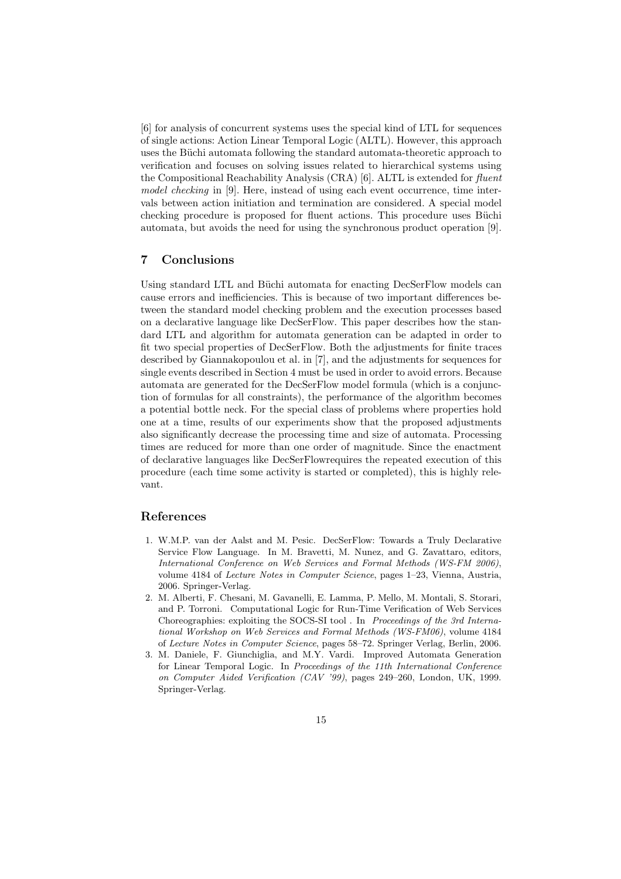[6] for analysis of concurrent systems uses the special kind of LTL for sequences of single actions: Action Linear Temporal Logic (ALTL). However, this approach uses the Büchi automata following the standard automata-theoretic approach to verification and focuses on solving issues related to hierarchical systems using the Compositional Reachability Analysis (CRA) [6]. ALTL is extended for *fluent model checking* in [9]. Here, instead of using each event occurrence, time intervals between action initiation and termination are considered. A special model checking procedure is proposed for fluent actions. This procedure uses Büchi automata, but avoids the need for using the synchronous product operation [9].

## 7 Conclusions

Using standard LTL and Büchi automata for enacting DecSerFlow models can cause errors and inefficiencies. This is because of two important differences between the standard model checking problem and the execution processes based on a declarative language like DecSerFlow. This paper describes how the standard LTL and algorithm for automata generation can be adapted in order to fit two special properties of DecSerFlow. Both the adjustments for finite traces described by Giannakopoulou et al. in [7], and the adjustments for sequences for single events described in Section 4 must be used in order to avoid errors. Because automata are generated for the DecSerFlow model formula (which is a conjunction of formulas for all constraints), the performance of the algorithm becomes a potential bottle neck. For the special class of problems where properties hold one at a time, results of our experiments show that the proposed adjustments also significantly decrease the processing time and size of automata. Processing times are reduced for more than one order of magnitude. Since the enactment of declarative languages like DecSerFlowrequires the repeated execution of this procedure (each time some activity is started or completed), this is highly relevant.

## References

1. W.M.P. van der Aalst and M. Pesic. DecSerFlow: Towards a Truly Declarative Service Flow Language. In M. Bravetti, M. Nunez, and G. Zavattaro, editors, *International Conference on Web Services and Formal Methods (WS-FM 2006)*, volume 4184 of *Lecture Notes in Computer Science*, pages 1–23, Vienna, Austria, 2006. Springer-Verlag.
2. M. Alberti, F. Chesani, M. Gavanelli, E. Lamma, P. Mello, M. Montali, S. Storari, and P. Torroni. Computational Logic for Run-Time Verification of Web Services Choreographies: exploiting the SOCS-SI tool . In *Proceedings of the 3rd International Workshop on Web Services and Formal Methods (WS-FM06)*, volume 4184 of *Lecture Notes in Computer Science*, pages 58–72. Springer Verlag, Berlin, 2006.
3. M. Daniele, F. Giunchiglia, and M.Y. Vardi. Improved Automata Generation for Linear Temporal Logic. In *Proceedings of the 11th International Conference on Computer Aided Verification (CAV '99)*, pages 249–260, London, UK, 1999. Springer-Verlag.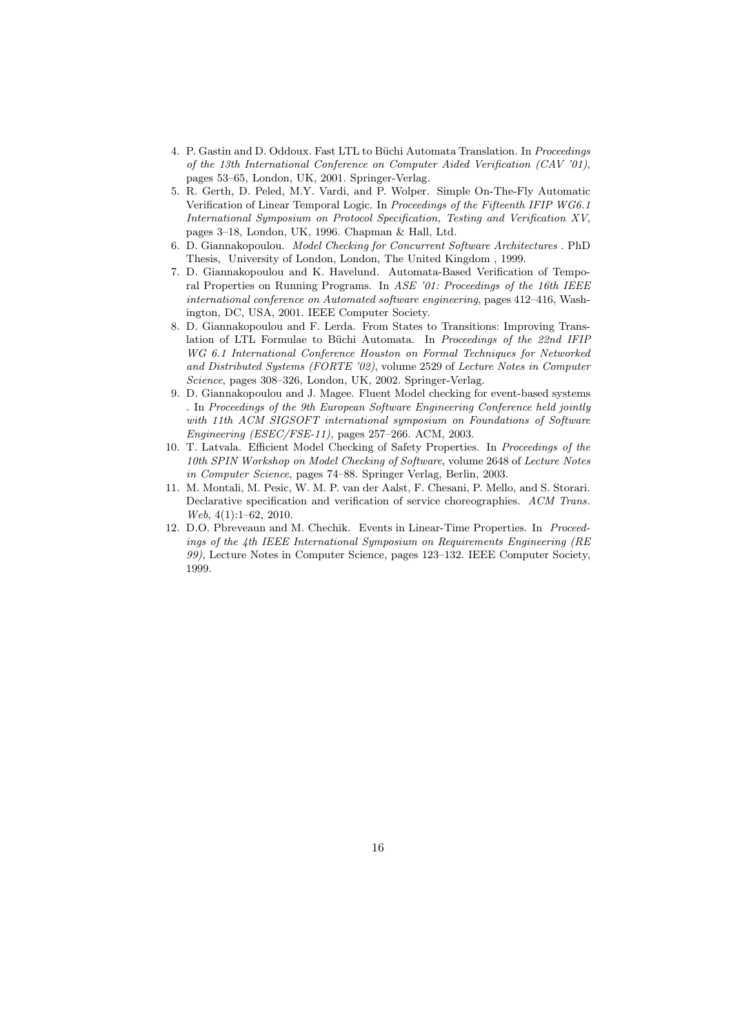4. P. Gastin and D. Oddoux. Fast LTL to Büchi Automata Translation. In *Proceedings of the 13th International Conference on Computer Aided Verification (CAV '01)*, pages 53–65, London, UK, 2001. Springer-Verlag.
5. R. Gerth, D. Peled, M.Y. Vardi, and P. Wolper. Simple On-The-Fly Automatic Verification of Linear Temporal Logic. In *Proceedings of the Fifteenth IFIP WG6.1 International Symposium on Protocol Specification, Testing and Verification XV*, pages 3–18, London, UK, 1996. Chapman & Hall, Ltd.
6. D. Giannakopoulou. *Model Checking for Concurrent Software Architectures* . PhD Thesis, University of London, London, The United Kingdom , 1999.
7. D. Giannakopoulou and K. Havelund. Automata-Based Verification of Temporal Properties on Running Programs. In *ASE '01: Proceedings of the 16th IEEE international conference on Automated software engineering*, pages 412–416, Washington, DC, USA, 2001. IEEE Computer Society.
8. D. Giannakopoulou and F. Lerda. From States to Transitions: Improving Translation of LTL Formulae to Büchi Automata. In *Proceedings of the 22nd IFIP WG 6.1 International Conference Houston on Formal Techniques for Networked and Distributed Systems (FORTE '02)*, volume 2529 of *Lecture Notes in Computer Science*, pages 308–326, London, UK, 2002. Springer-Verlag.
9. D. Giannakopoulou and J. Magee. Fluent Model checking for event-based systems . In *Proceedings of the 9th European Software Engineering Conference held jointly with 11th ACM SIGSOFT international symposium on Foundations of Software Engineering (ESEC/FSE-11)*, pages 257–266. ACM, 2003.
10. T. Latvala. Efficient Model Checking of Safety Properties. In *Proceedings of the 10th SPIN Workshop on Model Checking of Software*, volume 2648 of *Lecture Notes in Computer Science*, pages 74–88. Springer Verlag, Berlin, 2003.
11. M. Montali, M. Pesic, W. M. P. van der Aalst, F. Chesani, P. Mello, and S. Storari. Declarative specification and verification of service choreographies. *ACM Trans. Web*, 4(1):1–62, 2010.
12. D.O. Pbreveaun and M. Chechik. Events in Linear-Time Properties. In *Proceedings of the 4th IEEE International Symposium on Requirements Engineering (RE 99)*, Lecture Notes in Computer Science, pages 123–132. IEEE Computer Society, 1999.